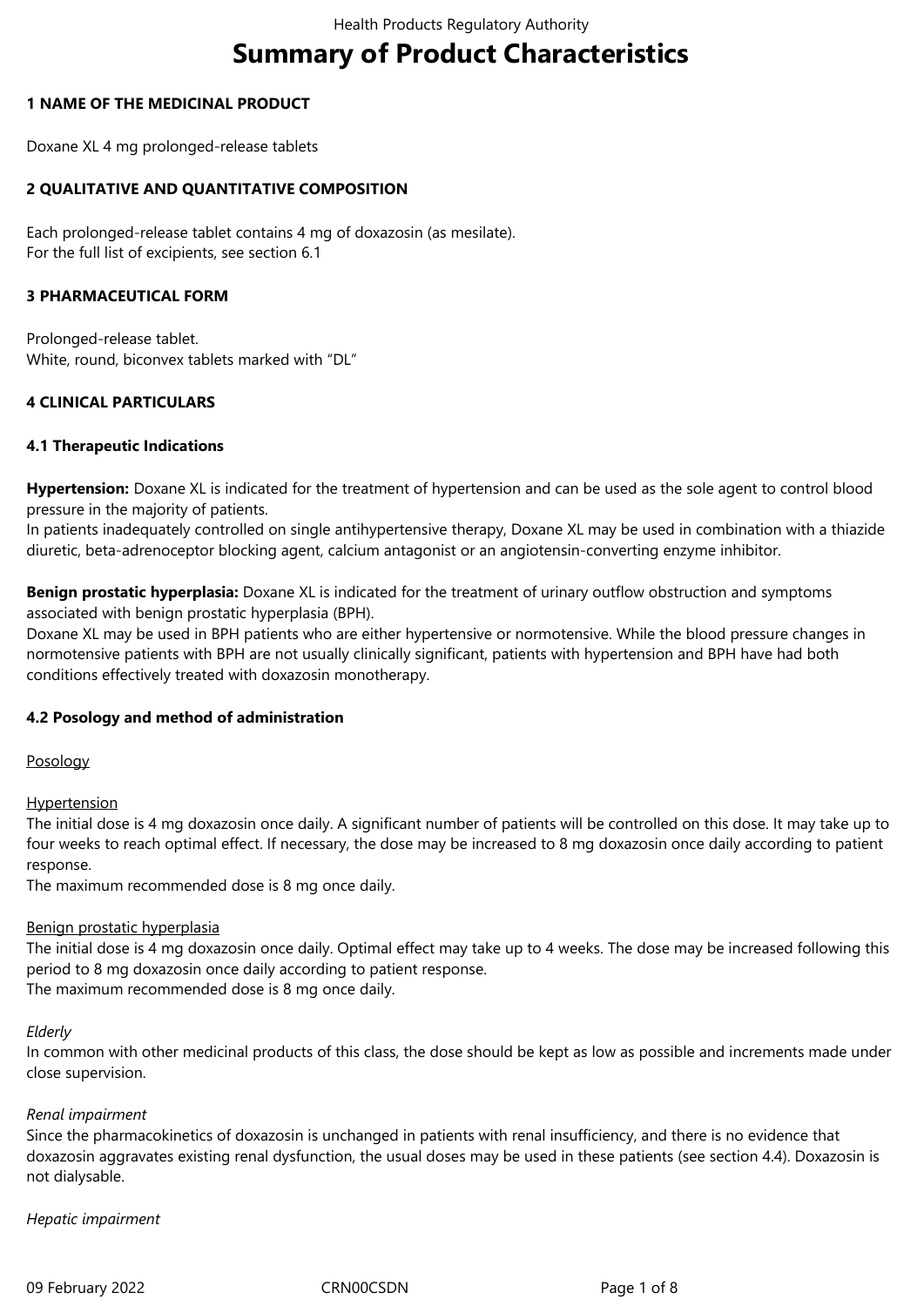# Summary of Product Characteristics

## 1 NAME OF THE MEDICINAL PRODUCT

Doxane XL 4 mg prolonged-release tablets

## 2 QUALITATIVE AND QUANTITATIVE COMPOSITION

Each prolonged-release tablet contains 4 mg of doxazosin (as mesilate).
For the full list of excipients, see section 6.1

## 3 PHARMACEUTICAL FORM

Prolonged-release tablet.
White, round, biconvex tablets marked with "DL"

## 4 CLINICAL PARTICULARS

### 4.1 Therapeutic Indications

**Hypertension:** Doxane XL is indicated for the treatment of hypertension and can be used as the sole agent to control blood pressure in the majority of patients.
In patients inadequately controlled on single antihypertensive therapy, Doxane XL may be used in combination with a thiazide diuretic, beta-adrenoceptor blocking agent, calcium antagonist or an angiotensin-converting enzyme inhibitor.

**Benign prostatic hyperplasia:** Doxane XL is indicated for the treatment of urinary outflow obstruction and symptoms associated with benign prostatic hyperplasia (BPH).
Doxane XL may be used in BPH patients who are either hypertensive or normotensive. While the blood pressure changes in normotensive patients with BPH are not usually clinically significant, patients with hypertension and BPH have had both conditions effectively treated with doxazosin monotherapy.

### 4.2 Posology and method of administration

Posology

Hypertension
The initial dose is 4 mg doxazosin once daily. A significant number of patients will be controlled on this dose. It may take up to four weeks to reach optimal effect. If necessary, the dose may be increased to 8 mg doxazosin once daily according to patient response.
The maximum recommended dose is 8 mg once daily.

Benign prostatic hyperplasia
The initial dose is 4 mg doxazosin once daily. Optimal effect may take up to 4 weeks. The dose may be increased following this period to 8 mg doxazosin once daily according to patient response.
The maximum recommended dose is 8 mg once daily.

*Elderly*
In common with other medicinal products of this class, the dose should be kept as low as possible and increments made under close supervision.

*Renal impairment*
Since the pharmacokinetics of doxazosin is unchanged in patients with renal insufficiency, and there is no evidence that doxazosin aggravates existing renal dysfunction, the usual doses may be used in these patients (see section 4.4). Doxazosin is not dialysable.

*Hepatic impairment*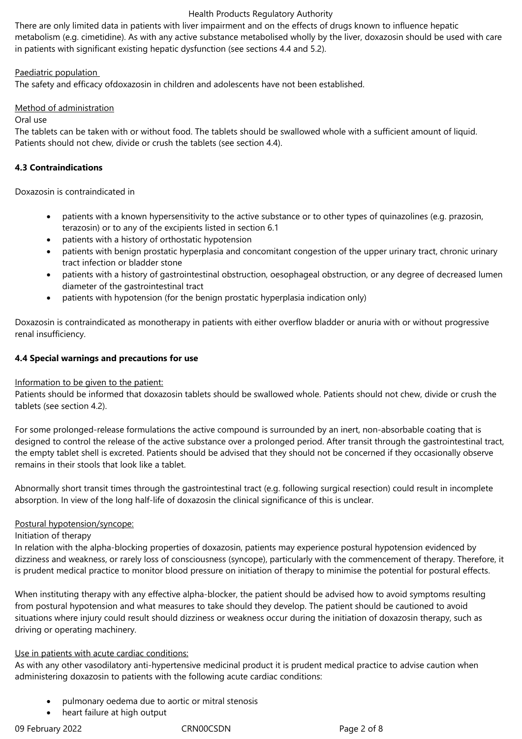There are only limited data in patients with liver impairment and on the effects of drugs known to influence hepatic metabolism (e.g. cimetidine). As with any active substance metabolised wholly by the liver, doxazosin should be used with care in patients with significant existing hepatic dysfunction (see sections 4.4 and 5.2).

Paediatric population

The safety and efficacy ofdoxazosin in children and adolescents have not been established.

Method of administration

Oral use

The tablets can be taken with or without food. The tablets should be swallowed whole with a sufficient amount of liquid. Patients should not chew, divide or crush the tablets (see section 4.4).

**4.3 Contraindications**

Doxazosin is contraindicated in

- patients with a known hypersensitivity to the active substance or to other types of quinazolines (e.g. prazosin, terazosin) or to any of the excipients listed in section 6.1
- patients with a history of orthostatic hypotension
- patients with benign prostatic hyperplasia and concomitant congestion of the upper urinary tract, chronic urinary tract infection or bladder stone
- patients with a history of gastrointestinal obstruction, oesophageal obstruction, or any degree of decreased lumen diameter of the gastrointestinal tract
- patients with hypotension (for the benign prostatic hyperplasia indication only)

Doxazosin is contraindicated as monotherapy in patients with either overflow bladder or anuria with or without progressive renal insufficiency.

**4.4 Special warnings and precautions for use**

Information to be given to the patient:

Patients should be informed that doxazosin tablets should be swallowed whole. Patients should not chew, divide or crush the tablets (see section 4.2).

For some prolonged-release formulations the active compound is surrounded by an inert, non-absorbable coating that is designed to control the release of the active substance over a prolonged period. After transit through the gastrointestinal tract, the empty tablet shell is excreted. Patients should be advised that they should not be concerned if they occasionally observe remains in their stools that look like a tablet.

Abnormally short transit times through the gastrointestinal tract (e.g. following surgical resection) could result in incomplete absorption. In view of the long half-life of doxazosin the clinical significance of this is unclear.

Postural hypotension/syncope:

Initiation of therapy

In relation with the alpha-blocking properties of doxazosin, patients may experience postural hypotension evidenced by dizziness and weakness, or rarely loss of consciousness (syncope), particularly with the commencement of therapy. Therefore, it is prudent medical practice to monitor blood pressure on initiation of therapy to minimise the potential for postural effects.

When instituting therapy with any effective alpha-blocker, the patient should be advised how to avoid symptoms resulting from postural hypotension and what measures to take should they develop. The patient should be cautioned to avoid situations where injury could result should dizziness or weakness occur during the initiation of doxazosin therapy, such as driving or operating machinery.

Use in patients with acute cardiac conditions:

As with any other vasodilatory anti-hypertensive medicinal product it is prudent medical practice to advise caution when administering doxazosin to patients with the following acute cardiac conditions:

- pulmonary oedema due to aortic or mitral stenosis
- heart failure at high output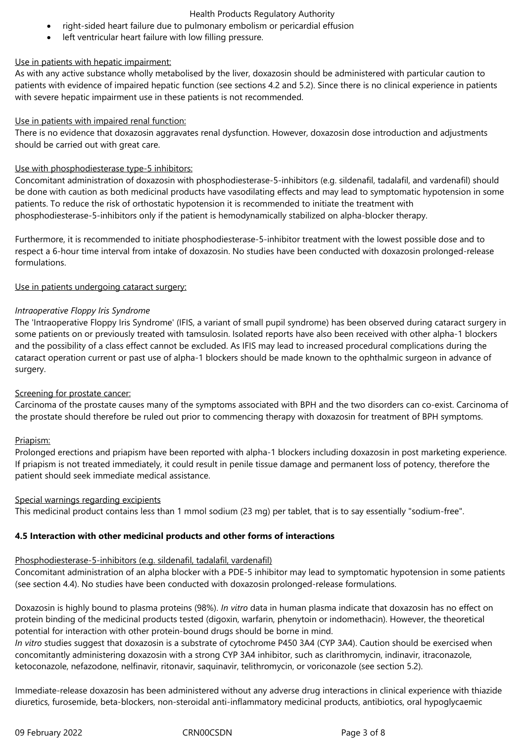- right-sided heart failure due to pulmonary embolism or pericardial effusion
- left ventricular heart failure with low filling pressure.

Use in patients with hepatic impairment:

As with any active substance wholly metabolised by the liver, doxazosin should be administered with particular caution to patients with evidence of impaired hepatic function (see sections 4.2 and 5.2). Since there is no clinical experience in patients with severe hepatic impairment use in these patients is not recommended.

Use in patients with impaired renal function:

There is no evidence that doxazosin aggravates renal dysfunction. However, doxazosin dose introduction and adjustments should be carried out with great care.

Use with phosphodiesterase type-5 inhibitors:

Concomitant administration of doxazosin with phosphodiesterase-5-inhibitors (e.g. sildenafil, tadalafil, and vardenafil) should be done with caution as both medicinal products have vasodilating effects and may lead to symptomatic hypotension in some patients. To reduce the risk of orthostatic hypotension it is recommended to initiate the treatment with phosphodiesterase-5-inhibitors only if the patient is hemodynamically stabilized on alpha-blocker therapy.

Furthermore, it is recommended to initiate phosphodiesterase-5-inhibitor treatment with the lowest possible dose and to respect a 6-hour time interval from intake of doxazosin. No studies have been conducted with doxazosin prolonged-release formulations.

Use in patients undergoing cataract surgery:

*Intraoperative Floppy Iris Syndrome*

The 'Intraoperative Floppy Iris Syndrome' (IFIS, a variant of small pupil syndrome) has been observed during cataract surgery in some patients on or previously treated with tamsulosin. Isolated reports have also been received with other alpha-1 blockers and the possibility of a class effect cannot be excluded. As IFIS may lead to increased procedural complications during the cataract operation current or past use of alpha-1 blockers should be made known to the ophthalmic surgeon in advance of surgery.

Screening for prostate cancer:

Carcinoma of the prostate causes many of the symptoms associated with BPH and the two disorders can co-exist. Carcinoma of the prostate should therefore be ruled out prior to commencing therapy with doxazosin for treatment of BPH symptoms.

Priapism:

Prolonged erections and priapism have been reported with alpha-1 blockers including doxazosin in post marketing experience. If priapism is not treated immediately, it could result in penile tissue damage and permanent loss of potency, therefore the patient should seek immediate medical assistance.

Special warnings regarding excipients

This medicinal product contains less than 1 mmol sodium (23 mg) per tablet, that is to say essentially "sodium-free".

**4.5 Interaction with other medicinal products and other forms of interactions**

Phosphodiesterase-5-inhibitors (e.g. sildenafil, tadalafil, vardenafil)

Concomitant administration of an alpha blocker with a PDE-5 inhibitor may lead to symptomatic hypotension in some patients (see section 4.4). No studies have been conducted with doxazosin prolonged-release formulations.

Doxazosin is highly bound to plasma proteins (98%). *In vitro* data in human plasma indicate that doxazosin has no effect on protein binding of the medicinal products tested (digoxin, warfarin, phenytoin or indomethacin). However, the theoretical potential for interaction with other protein-bound drugs should be borne in mind.

*In vitro* studies suggest that doxazosin is a substrate of cytochrome P450 3A4 (CYP 3A4). Caution should be exercised when concomitantly administering doxazosin with a strong CYP 3A4 inhibitor, such as clarithromycin, indinavir, itraconazole, ketoconazole, nefazodone, nelfinavir, ritonavir, saquinavir, telithromycin, or voriconazole (see section 5.2).

Immediate-release doxazosin has been administered without any adverse drug interactions in clinical experience with thiazide diuretics, furosemide, beta-blockers, non-steroidal anti-inflammatory medicinal products, antibiotics, oral hypoglycaemic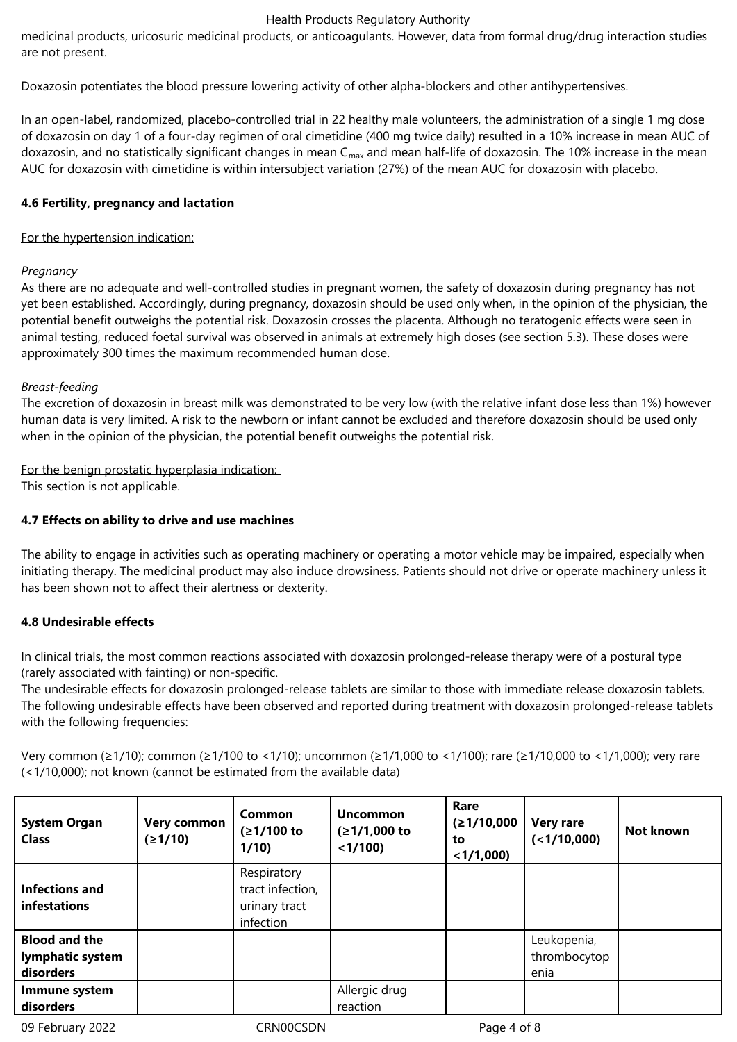medicinal products, uricosuric medicinal products, or anticoagulants. However, data from formal drug/drug interaction studies are not present.

Doxazosin potentiates the blood pressure lowering activity of other alpha-blockers and other antihypertensives.

In an open-label, randomized, placebo-controlled trial in 22 healthy male volunteers, the administration of a single 1 mg dose of doxazosin on day 1 of a four-day regimen of oral cimetidine (400 mg twice daily) resulted in a 10% increase in mean AUC of doxazosin, and no statistically significant changes in mean $C_{max}$ and mean half-life of doxazosin. The 10% increase in the mean AUC for doxazosin with cimetidine is within intersubject variation (27%) of the mean AUC for doxazosin with placebo.

**4.6 Fertility, pregnancy and lactation**

For the hypertension indication:

*Pregnancy*
As there are no adequate and well-controlled studies in pregnant women, the safety of doxazosin during pregnancy has not yet been established. Accordingly, during pregnancy, doxazosin should be used only when, in the opinion of the physician, the potential benefit outweighs the potential risk. Doxazosin crosses the placenta. Although no teratogenic effects were seen in animal testing, reduced foetal survival was observed in animals at extremely high doses (see section 5.3). These doses were approximately 300 times the maximum recommended human dose.

*Breast-feeding*
The excretion of doxazosin in breast milk was demonstrated to be very low (with the relative infant dose less than 1%) however human data is very limited. A risk to the newborn or infant cannot be excluded and therefore doxazosin should be used only when in the opinion of the physician, the potential benefit outweighs the potential risk.

For the benign prostatic hyperplasia indication:
This section is not applicable.

**4.7 Effects on ability to drive and use machines**

The ability to engage in activities such as operating machinery or operating a motor vehicle may be impaired, especially when initiating therapy. The medicinal product may also induce drowsiness. Patients should not drive or operate machinery unless it has been shown not to affect their alertness or dexterity.

**4.8 Undesirable effects**

In clinical trials, the most common reactions associated with doxazosin prolonged-release therapy were of a postural type (rarely associated with fainting) or non-specific.
The undesirable effects for doxazosin prolonged-release tablets are similar to those with immediate release doxazosin tablets. The following undesirable effects have been observed and reported during treatment with doxazosin prolonged-release tablets with the following frequencies:

Very common (≥1/10); common (≥1/100 to <1/10); uncommon (≥1/1,000 to <1/100); rare (≥1/10,000 to <1/1,000); very rare (<1/10,000); not known (cannot be estimated from the available data)

| System Organ Class | Very common (≥1/10) | Common (≥1/100 to 1/10) | Uncommon (≥1/1,000 to <1/100) | Rare (≥1/10,000 to <1/1,000) | Very rare (<1/10,000) | Not known |
|---|---|---|---|---|---|---|
| **Infections and infestations** | | Respiratory tract infection, urinary tract infection | | | | |
| **Blood and the lymphatic system disorders** | | | | | Leukopenia, thrombocytopenia | |
| **Immune system disorders** | | | Allergic drug reaction | | | |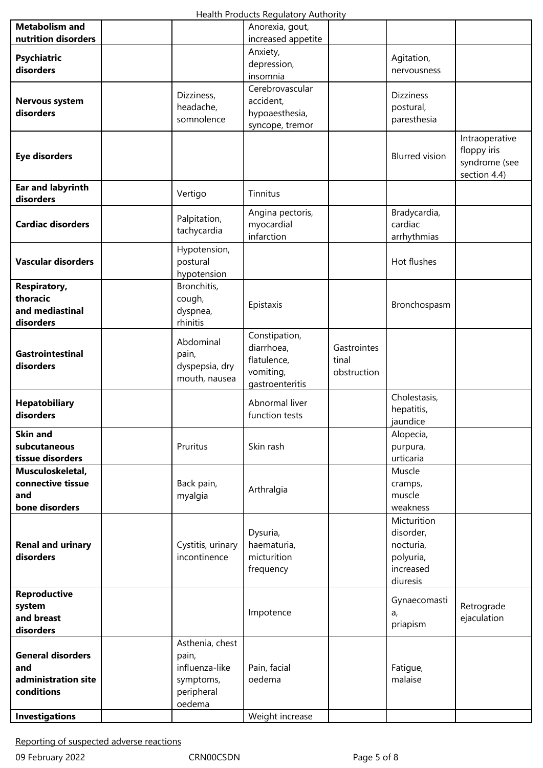| | | | | | | |
|---|---|---|---|---|---|---|
| **Metabolism and nutrition disorders** | | | Anorexia, gout, increased appetite | | | |
| **Psychiatric disorders** | | | Anxiety, depression, insomnia | | Agitation, nervousness | |
| **Nervous system disorders** | | Dizziness, headache, somnolence | Cerebrovascular accident, hypoaesthesia, syncope, tremor | | Dizziness postural, paresthesia | |
| **Eye disorders** | | | | | Blurred vision | Intraoperative floppy iris syndrome (see section 4.4) |
| **Ear and labyrinth disorders** | | Vertigo | Tinnitus | | | |
| **Cardiac disorders** | | Palpitation, tachycardia | Angina pectoris, myocardial infarction | | Bradycardia, cardiac arrhythmias | |
| **Vascular disorders** | | Hypotension, postural hypotension | | | Hot flushes | |
| **Respiratory, thoracic and mediastinal disorders** | | Bronchitis, cough, dyspnea, rhinitis | Epistaxis | | Bronchospasm | |
| **Gastrointestinal disorders** | | Abdominal pain, dyspepsia, dry mouth, nausea | Constipation, diarrhoea, flatulence, vomiting, gastroenteritis | Gastrointestinal obstruction | | |
| **Hepatobiliary disorders** | | | Abnormal liver function tests | | Cholestasis, hepatitis, jaundice | |
| **Skin and subcutaneous tissue disorders** | | Pruritus | Skin rash | | Alopecia, purpura, urticaria | |
| **Musculoskeletal, connective tissue and bone disorders** | | Back pain, myalgia | Arthralgia | | Muscle cramps, muscle weakness | |
| **Renal and urinary disorders** | | Cystitis, urinary incontinence | Dysuria, haematuria, micturition frequency | | Micturition disorder, nocturia, polyuria, increased diuresis | |
| **Reproductive system and breast disorders** | | | Impotence | | Gynaecomastia, priapism | Retrograde ejaculation |
| **General disorders and administration site conditions** | | Asthenia, chest pain, influenza-like symptoms, peripheral oedema | Pain, facial oedema | | Fatigue, malaise | |
| **Investigations** | | | Weight increase | | | |

Reporting of suspected adverse reactions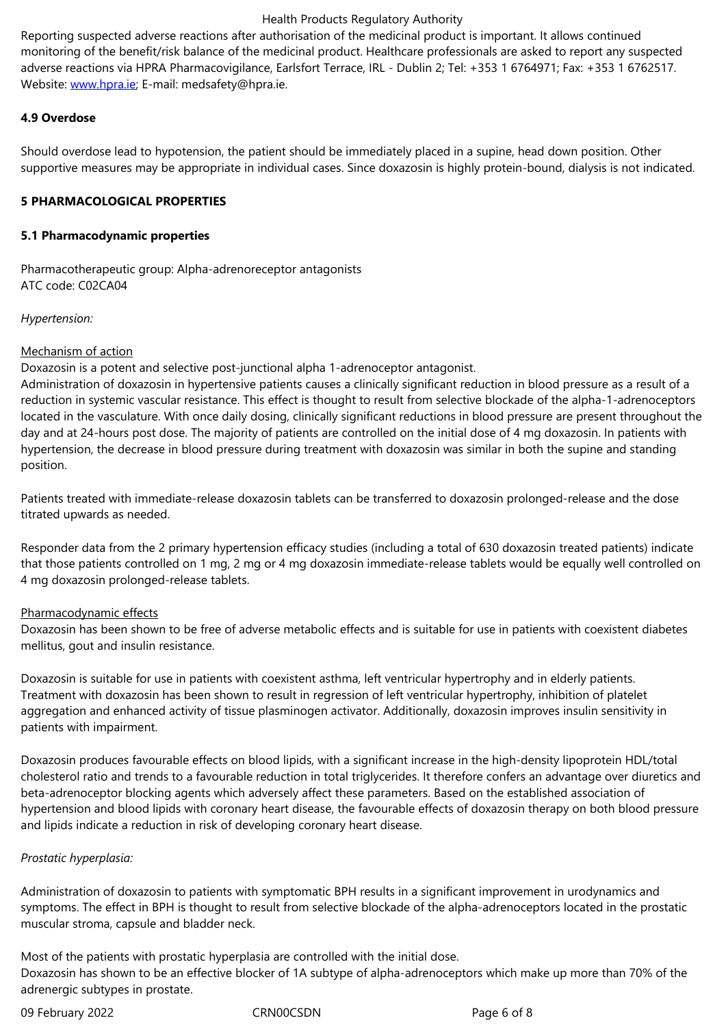Reporting suspected adverse reactions after authorisation of the medicinal product is important. It allows continued monitoring of the benefit/risk balance of the medicinal product. Healthcare professionals are asked to report any suspected adverse reactions via HPRA Pharmacovigilance, Earlsfort Terrace, IRL - Dublin 2; Tel: +353 1 6764971; Fax: +353 1 6762517. Website: www.hpra.ie; E-mail: medsafety@hpra.ie.

**4.9 Overdose**

Should overdose lead to hypotension, the patient should be immediately placed in a supine, head down position. Other supportive measures may be appropriate in individual cases. Since doxazosin is highly protein-bound, dialysis is not indicated.

## 5 PHARMACOLOGICAL PROPERTIES

### 5.1 Pharmacodynamic properties

Pharmacotherapeutic group: Alpha-adrenoreceptor antagonists
ATC code: C02CA04

*Hypertension:*

Mechanism of action
Doxazosin is a potent and selective post-junctional alpha 1-adrenoceptor antagonist.
Administration of doxazosin in hypertensive patients causes a clinically significant reduction in blood pressure as a result of a reduction in systemic vascular resistance. This effect is thought to result from selective blockade of the alpha-1-adrenoceptors located in the vasculature. With once daily dosing, clinically significant reductions in blood pressure are present throughout the day and at 24-hours post dose. The majority of patients are controlled on the initial dose of 4 mg doxazosin. In patients with hypertension, the decrease in blood pressure during treatment with doxazosin was similar in both the supine and standing position.

Patients treated with immediate-release doxazosin tablets can be transferred to doxazosin prolonged-release and the dose titrated upwards as needed.

Responder data from the 2 primary hypertension efficacy studies (including a total of 630 doxazosin treated patients) indicate that those patients controlled on 1 mg, 2 mg or 4 mg doxazosin immediate-release tablets would be equally well controlled on 4 mg doxazosin prolonged-release tablets.

Pharmacodynamic effects
Doxazosin has been shown to be free of adverse metabolic effects and is suitable for use in patients with coexistent diabetes mellitus, gout and insulin resistance.

Doxazosin is suitable for use in patients with coexistent asthma, left ventricular hypertrophy and in elderly patients. Treatment with doxazosin has been shown to result in regression of left ventricular hypertrophy, inhibition of platelet aggregation and enhanced activity of tissue plasminogen activator. Additionally, doxazosin improves insulin sensitivity in patients with impairment.

Doxazosin produces favourable effects on blood lipids, with a significant increase in the high-density lipoprotein HDL/total cholesterol ratio and trends to a favourable reduction in total triglycerides. It therefore confers an advantage over diuretics and beta-adrenoceptor blocking agents which adversely affect these parameters. Based on the established association of hypertension and blood lipids with coronary heart disease, the favourable effects of doxazosin therapy on both blood pressure and lipids indicate a reduction in risk of developing coronary heart disease.

*Prostatic hyperplasia:*

Administration of doxazosin to patients with symptomatic BPH results in a significant improvement in urodynamics and symptoms. The effect in BPH is thought to result from selective blockade of the alpha-adrenoceptors located in the prostatic muscular stroma, capsule and bladder neck.

Most of the patients with prostatic hyperplasia are controlled with the initial dose.
Doxazosin has shown to be an effective blocker of 1A subtype of alpha-adrenoceptors which make up more than 70% of the adrenergic subtypes in prostate.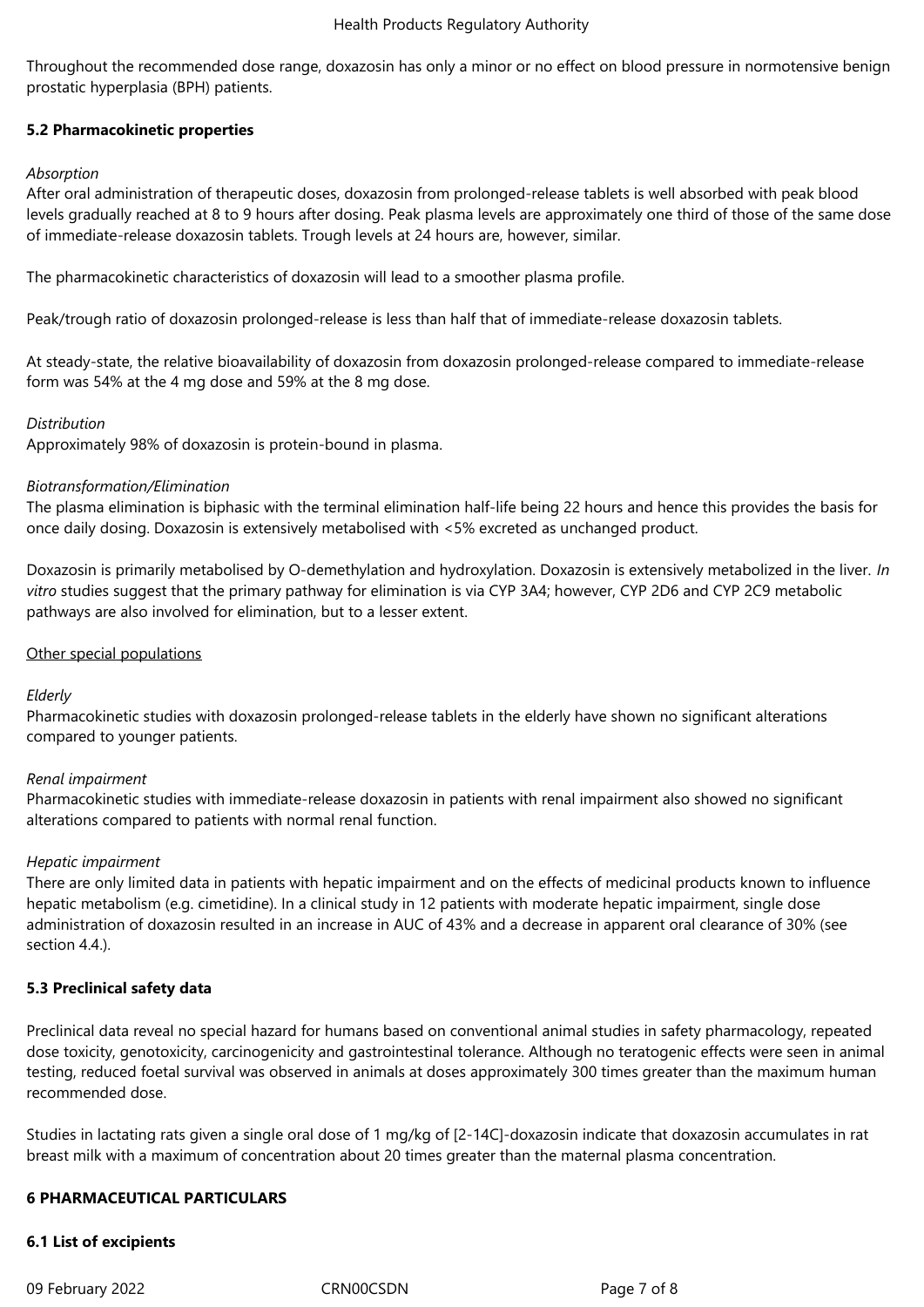Throughout the recommended dose range, doxazosin has only a minor or no effect on blood pressure in normotensive benign prostatic hyperplasia (BPH) patients.

### 5.2 Pharmacokinetic properties

*Absorption*

After oral administration of therapeutic doses, doxazosin from prolonged-release tablets is well absorbed with peak blood levels gradually reached at 8 to 9 hours after dosing. Peak plasma levels are approximately one third of those of the same dose of immediate-release doxazosin tablets. Trough levels at 24 hours are, however, similar.

The pharmacokinetic characteristics of doxazosin will lead to a smoother plasma profile.

Peak/trough ratio of doxazosin prolonged-release is less than half that of immediate-release doxazosin tablets.

At steady-state, the relative bioavailability of doxazosin from doxazosin prolonged-release compared to immediate-release form was 54% at the 4 mg dose and 59% at the 8 mg dose.

*Distribution*

Approximately 98% of doxazosin is protein-bound in plasma.

*Biotransformation/Elimination*

The plasma elimination is biphasic with the terminal elimination half-life being 22 hours and hence this provides the basis for once daily dosing. Doxazosin is extensively metabolised with <5% excreted as unchanged product.

Doxazosin is primarily metabolised by O-demethylation and hydroxylation. Doxazosin is extensively metabolized in the liver. *In vitro* studies suggest that the primary pathway for elimination is via CYP 3A4; however, CYP 2D6 and CYP 2C9 metabolic pathways are also involved for elimination, but to a lesser extent.

Other special populations

*Elderly*

Pharmacokinetic studies with doxazosin prolonged-release tablets in the elderly have shown no significant alterations compared to younger patients.

*Renal impairment*

Pharmacokinetic studies with immediate-release doxazosin in patients with renal impairment also showed no significant alterations compared to patients with normal renal function.

*Hepatic impairment*

There are only limited data in patients with hepatic impairment and on the effects of medicinal products known to influence hepatic metabolism (e.g. cimetidine). In a clinical study in 12 patients with moderate hepatic impairment, single dose administration of doxazosin resulted in an increase in AUC of 43% and a decrease in apparent oral clearance of 30% (see section 4.4.).

### 5.3 Preclinical safety data

Preclinical data reveal no special hazard for humans based on conventional animal studies in safety pharmacology, repeated dose toxicity, genotoxicity, carcinogenicity and gastrointestinal tolerance. Although no teratogenic effects were seen in animal testing, reduced foetal survival was observed in animals at doses approximately 300 times greater than the maximum human recommended dose.

Studies in lactating rats given a single oral dose of 1 mg/kg of [2-14C]-doxazosin indicate that doxazosin accumulates in rat breast milk with a maximum of concentration about 20 times greater than the maternal plasma concentration.

## 6 PHARMACEUTICAL PARTICULARS

### 6.1 List of excipients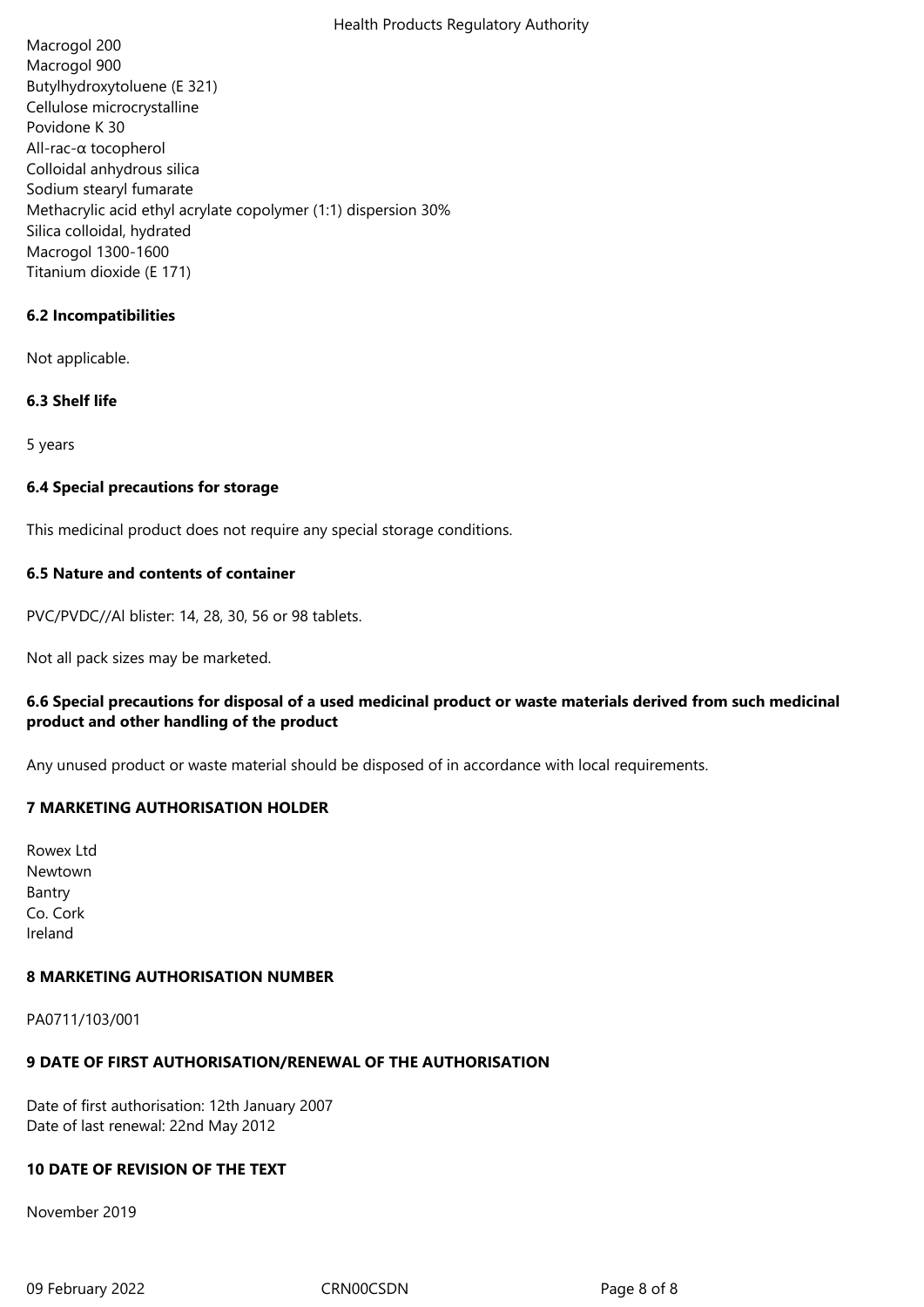Macrogol 200
Macrogol 900
Butylhydroxytoluene (E 321)
Cellulose microcrystalline
Povidone K 30
All-rac-α tocopherol
Colloidal anhydrous silica
Sodium stearyl fumarate
Methacrylic acid ethyl acrylate copolymer (1:1) dispersion 30%
Silica colloidal, hydrated
Macrogol 1300-1600
Titanium dioxide (E 171)

### 6.2 Incompatibilities

Not applicable.

### 6.3 Shelf life

5 years

### 6.4 Special precautions for storage

This medicinal product does not require any special storage conditions.

### 6.5 Nature and contents of container

PVC/PVDC//Al blister: 14, 28, 30, 56 or 98 tablets.

Not all pack sizes may be marketed.

### 6.6 Special precautions for disposal of a used medicinal product or waste materials derived from such medicinal product and other handling of the product

Any unused product or waste material should be disposed of in accordance with local requirements.

## 7 MARKETING AUTHORISATION HOLDER

Rowex Ltd
Newtown
Bantry
Co. Cork
Ireland

## 8 MARKETING AUTHORISATION NUMBER

PA0711/103/001

## 9 DATE OF FIRST AUTHORISATION/RENEWAL OF THE AUTHORISATION

Date of first authorisation: 12th January 2007
Date of last renewal: 22nd May 2012

## 10 DATE OF REVISION OF THE TEXT

November 2019